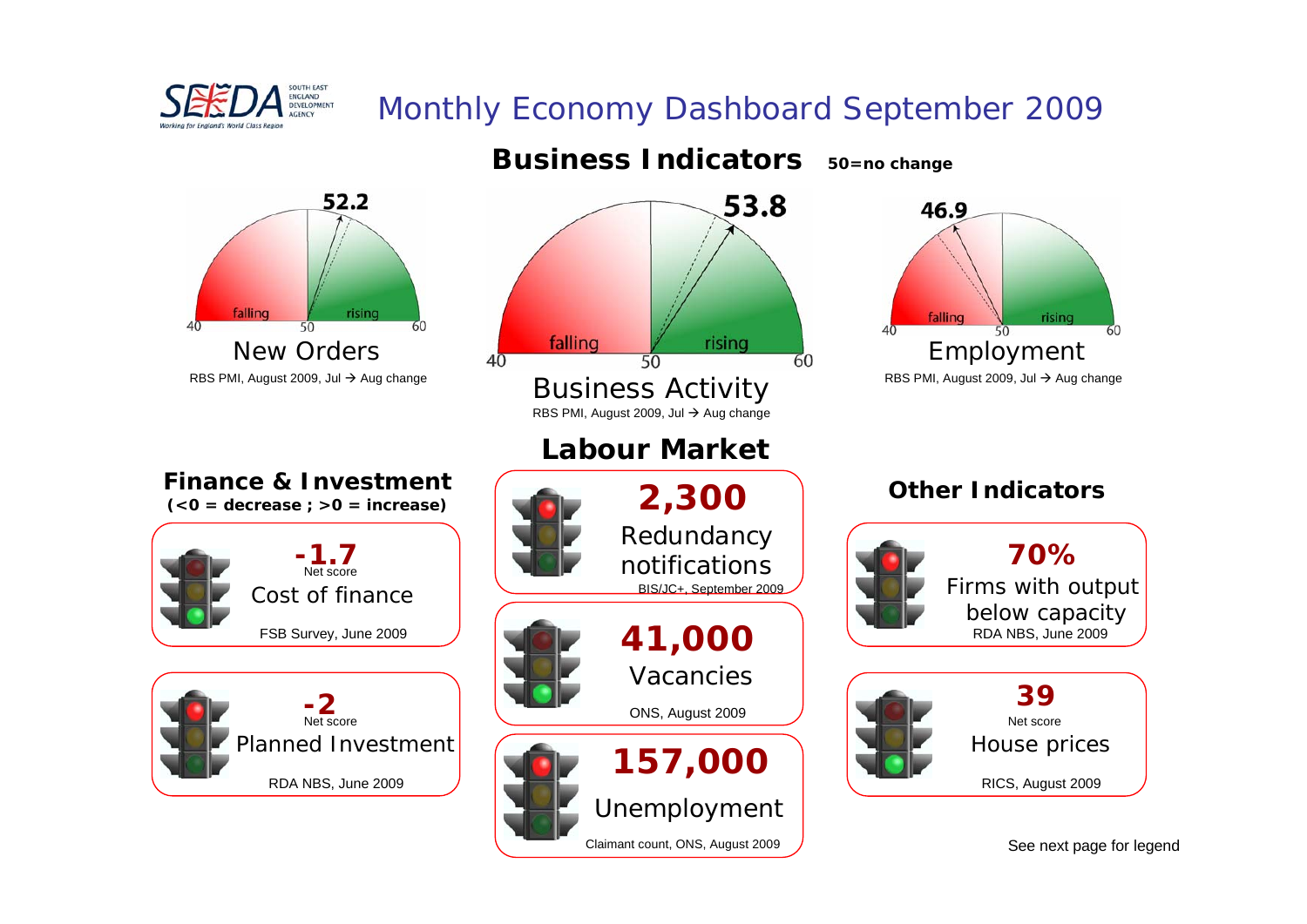SEEDA — South East England Development Agency — Working for England's World Class Region

# Monthly Economy Dashboard September 2009

## Business Indicators

**50=no change**

**52.2**

falling | rising

40 — 50 — 60

### New Orders

RBS PMI, August 2009, Jul → Aug change

**53.8**

falling | rising

40 — 50 — 60

### Business Activity

RBS PMI, August 2009, Jul → Aug change

**46.9**

falling | rising

40 — 50 — 60

### Employment

RBS PMI, August 2009, Jul → Aug change

## Finance & Investment

**(<0 = decrease ; >0 = increase)**

**-1.7**
Net score
Cost of finance
FSB Survey, June 2009

**-2**
Net score
Planned Investment
RDA NBS, June 2009

## Labour Market

**2,300**
Redundancy notifications
BIS/JC+, September 2009

**41,000**
Vacancies
ONS, August 2009

**157,000**
Unemployment
Claimant count, ONS, August 2009

## Other Indicators

**70%**
Firms with output below capacity
RDA NBS, June 2009

**39**
Net score
House prices
RICS, August 2009

See next page for legend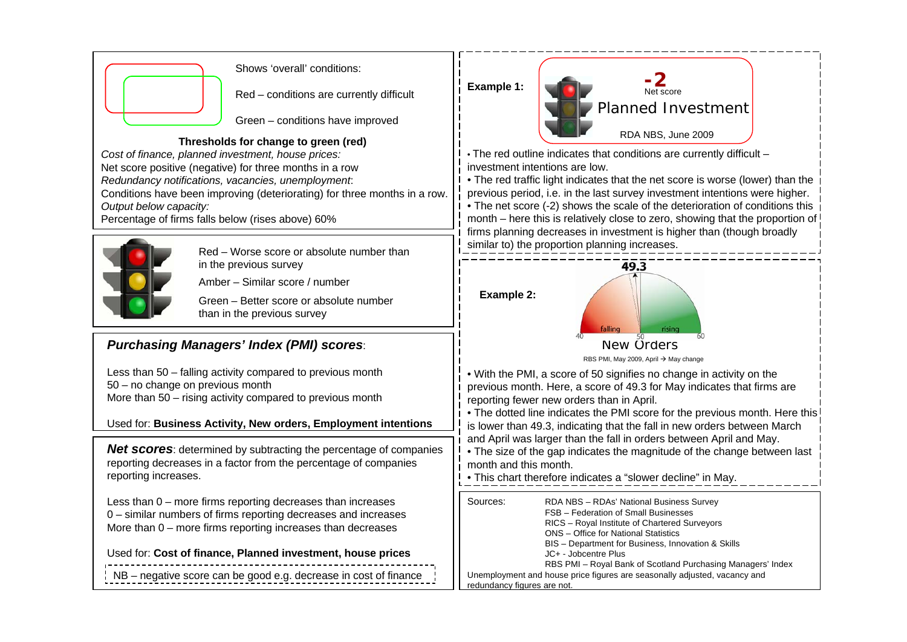Shows 'overall' conditions:

Red – conditions are currently difficult

Green – conditions have improved

**Thresholds for change to green (red)**

*Cost of finance, planned investment, house prices:*
Net score positive (negative) for three months in a row
*Redundancy notifications, vacancies, unemployment*:
Conditions have been improving (deteriorating) for three months in a row.
*Output below capacity:*
Percentage of firms falls below (rises above) 60%

Red – Worse score or absolute number than in the previous survey

Amber – Similar score / number

Green – Better score or absolute number than in the previous survey

## *Purchasing Managers' Index (PMI) scores*:

Less than 50 – falling activity compared to previous month
50 – no change on previous month
More than 50 – rising activity compared to previous month

Used for: **Business Activity, New orders, Employment intentions**

***Net scores***: determined by subtracting the percentage of companies reporting decreases in a factor from the percentage of companies reporting increases.

Less than 0 – more firms reporting decreases than increases
0 – similar numbers of firms reporting decreases and increases
More than 0 – more firms reporting increases than decreases

Used for: **Cost of finance, Planned investment, house prices**

NB – negative score can be good e.g. decrease in cost of finance

**Example 1:**

-2
Net score
Planned Investment
RDA NBS, June 2009

- The red outline indicates that conditions are currently difficult – investment intentions are low.
- The red traffic light indicates that the net score is worse (lower) than the previous period, i.e. in the last survey investment intentions were higher.
- The net score (-2) shows the scale of the deterioration of conditions this month – here this is relatively close to zero, showing that the proportion of firms planning decreases in investment is higher than (though broadly similar to) the proportion planning increases.

**Example 2:**

49.3
falling
rising
40
50
60
New Orders
RBS PMI, May 2009, April → May change

- With the PMI, a score of 50 signifies no change in activity on the previous month. Here, a score of 49.3 for May indicates that firms are reporting fewer new orders than in April.
- The dotted line indicates the PMI score for the previous month. Here this is lower than 49.3, indicating that the fall in new orders between March and April was larger than the fall in orders between April and May.
- The size of the gap indicates the magnitude of the change between last month and this month.
- This chart therefore indicates a "slower decline" in May.

Sources:
RDA NBS – RDAs' National Business Survey
FSB – Federation of Small Businesses
RICS – Royal Institute of Chartered Surveyors
ONS – Office for National Statistics
BIS – Department for Business, Innovation & Skills
JC+ - Jobcentre Plus
RBS PMI – Royal Bank of Scotland Purchasing Managers' Index

Unemployment and house price figures are seasonally adjusted, vacancy and redundancy figures are not.